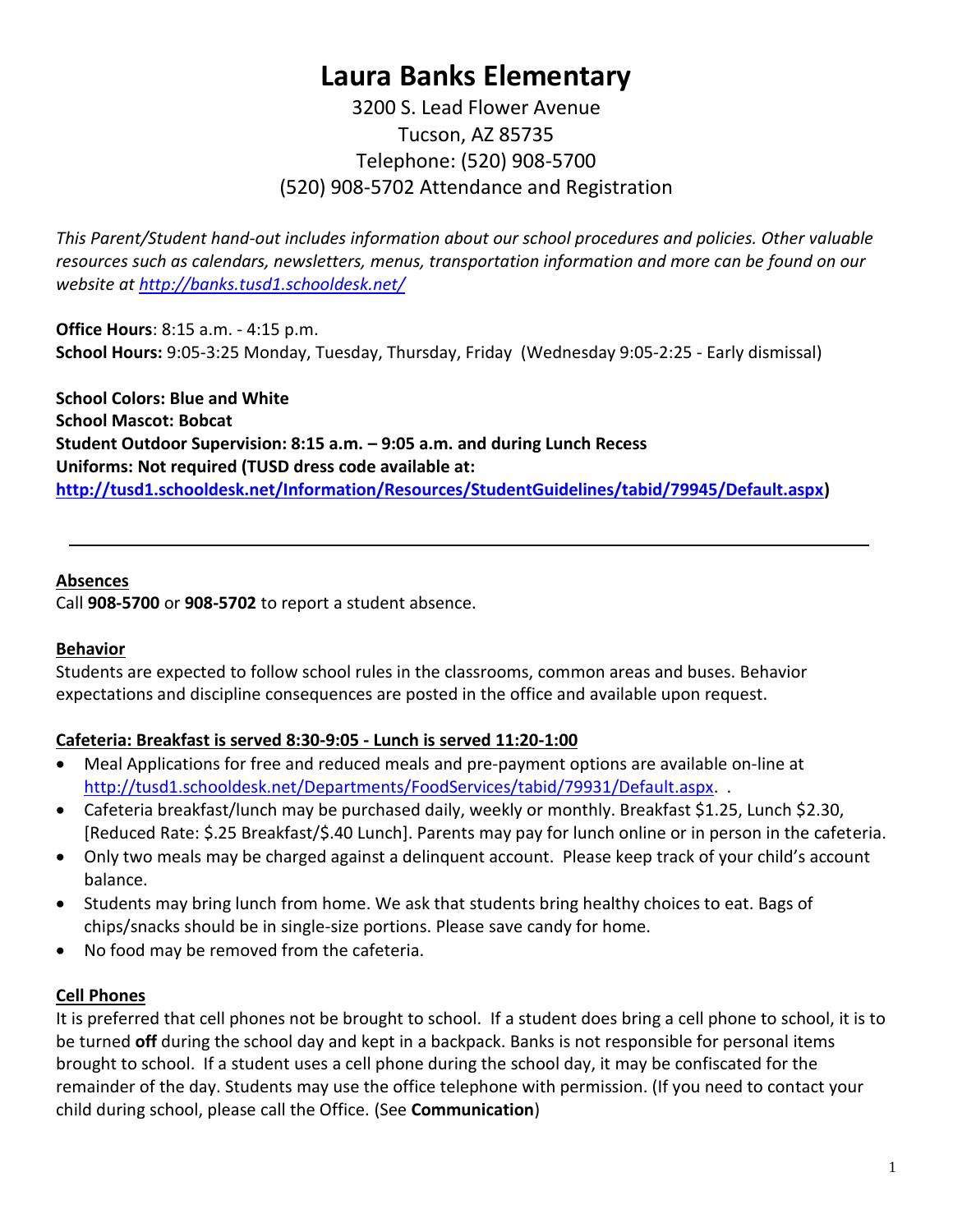# Laura Banks Elementary

3200 S. Lead Flower Avenue
Tucson, AZ 85735
Telephone: (520) 908-5700
(520) 908-5702 Attendance and Registration

*This Parent/Student hand-out includes information about our school procedures and policies. Other valuable resources such as calendars, newsletters, menus, transportation information and more can be found on our website at [http://banks.tusd1.schooldesk.net/](http://banks.tusd1.schooldesk.net/)*

**Office Hours**: 8:15 a.m. - 4:15 p.m.
**School Hours:** 9:05-3:25 Monday, Tuesday, Thursday, Friday (Wednesday 9:05-2:25 - Early dismissal)

**School Colors: Blue and White**
**School Mascot: Bobcat**
**Student Outdoor Supervision: 8:15 a.m. – 9:05 a.m. and during Lunch Recess**
**Uniforms: Not required (TUSD dress code available at: [http://tusd1.schooldesk.net/Information/Resources/StudentGuidelines/tabid/79945/Default.aspx](http://tusd1.schooldesk.net/Information/Resources/StudentGuidelines/tabid/79945/Default.aspx))**

---

## Absences

Call **908-5700** or **908-5702** to report a student absence.

## Behavior

Students are expected to follow school rules in the classrooms, common areas and buses. Behavior expectations and discipline consequences are posted in the office and available upon request.

## Cafeteria: Breakfast is served 8:30-9:05 - Lunch is served 11:20-1:00

- Meal Applications for free and reduced meals and pre-payment options are available on-line at [http://tusd1.schooldesk.net/Departments/FoodServices/tabid/79931/Default.aspx](http://tusd1.schooldesk.net/Departments/FoodServices/tabid/79931/Default.aspx). .
- Cafeteria breakfast/lunch may be purchased daily, weekly or monthly. Breakfast $1.25, Lunch $2.30, [Reduced Rate: $.25 Breakfast/$.40 Lunch]. Parents may pay for lunch online or in person in the cafeteria.
- Only two meals may be charged against a delinquent account. Please keep track of your child's account balance.
- Students may bring lunch from home. We ask that students bring healthy choices to eat. Bags of chips/snacks should be in single-size portions. Please save candy for home.
- No food may be removed from the cafeteria.

## Cell Phones

It is preferred that cell phones not be brought to school. If a student does bring a cell phone to school, it is to be turned **off** during the school day and kept in a backpack. Banks is not responsible for personal items brought to school. If a student uses a cell phone during the school day, it may be confiscated for the remainder of the day. Students may use the office telephone with permission. (If you need to contact your child during school, please call the Office. (See **Communication**)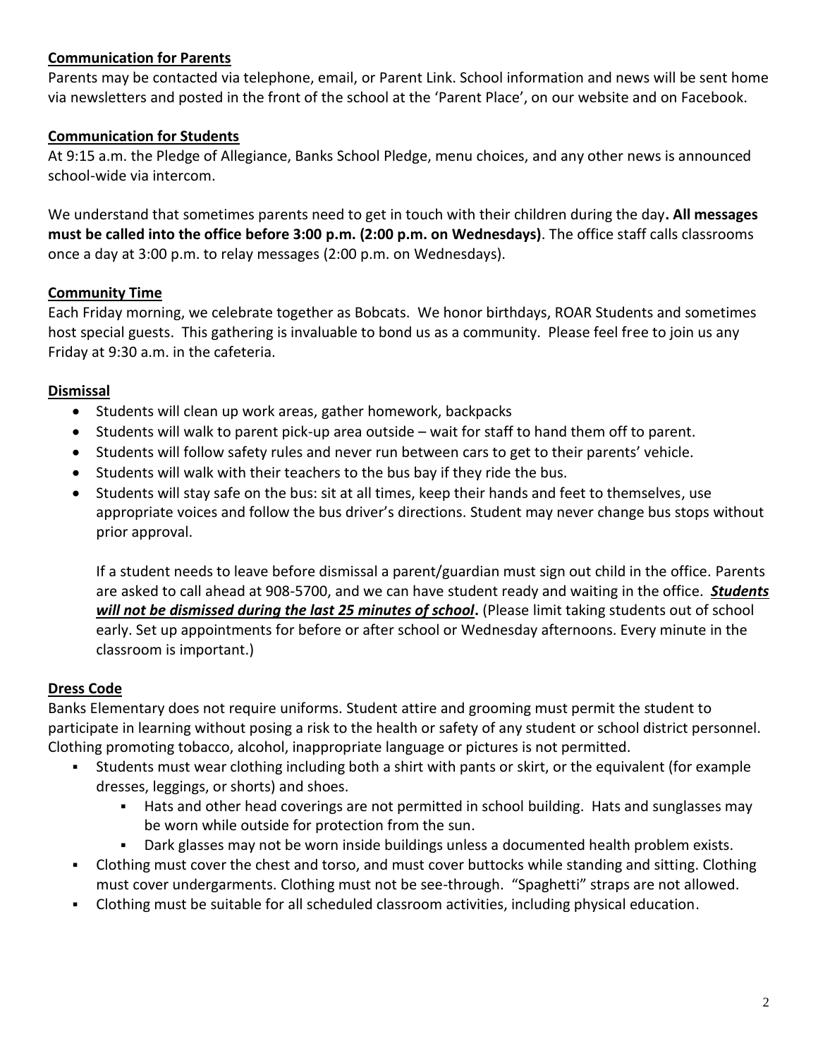## Communication for Parents

Parents may be contacted via telephone, email, or Parent Link. School information and news will be sent home via newsletters and posted in the front of the school at the 'Parent Place', on our website and on Facebook.

## Communication for Students

At 9:15 a.m. the Pledge of Allegiance, Banks School Pledge, menu choices, and any other news is announced school-wide via intercom.

We understand that sometimes parents need to get in touch with their children during the day**. All messages must be called into the office before 3:00 p.m. (2:00 p.m. on Wednesdays)**. The office staff calls classrooms once a day at 3:00 p.m. to relay messages (2:00 p.m. on Wednesdays).

## Community Time

Each Friday morning, we celebrate together as Bobcats. We honor birthdays, ROAR Students and sometimes host special guests. This gathering is invaluable to bond us as a community. Please feel free to join us any Friday at 9:30 a.m. in the cafeteria.

## Dismissal

- Students will clean up work areas, gather homework, backpacks
- Students will walk to parent pick-up area outside – wait for staff to hand them off to parent.
- Students will follow safety rules and never run between cars to get to their parents' vehicle.
- Students will walk with their teachers to the bus bay if they ride the bus.
- Students will stay safe on the bus: sit at all times, keep their hands and feet to themselves, use appropriate voices and follow the bus driver's directions. Student may never change bus stops without prior approval.

  If a student needs to leave before dismissal a parent/guardian must sign out child in the office. Parents are asked to call ahead at 908-5700, and we can have student ready and waiting in the office. ***Students will not be dismissed during the last 25 minutes of school*****.** (Please limit taking students out of school early. Set up appointments for before or after school or Wednesday afternoons. Every minute in the classroom is important.)

## Dress Code

Banks Elementary does not require uniforms. Student attire and grooming must permit the student to participate in learning without posing a risk to the health or safety of any student or school district personnel. Clothing promoting tobacco, alcohol, inappropriate language or pictures is not permitted.

- Students must wear clothing including both a shirt with pants or skirt, or the equivalent (for example dresses, leggings, or shorts) and shoes.
  - Hats and other head coverings are not permitted in school building. Hats and sunglasses may be worn while outside for protection from the sun.
  - Dark glasses may not be worn inside buildings unless a documented health problem exists.
- Clothing must cover the chest and torso, and must cover buttocks while standing and sitting. Clothing must cover undergarments. Clothing must not be see-through. "Spaghetti" straps are not allowed.
- Clothing must be suitable for all scheduled classroom activities, including physical education.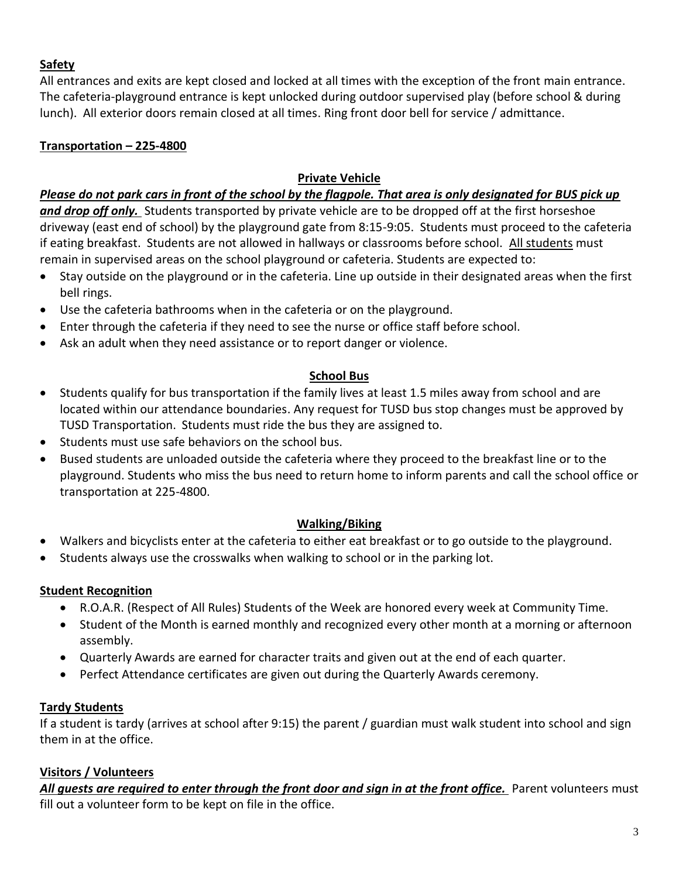## Safety

All entrances and exits are kept closed and locked at all times with the exception of the front main entrance. The cafeteria-playground entrance is kept unlocked during outdoor supervised play (before school & during lunch). All exterior doors remain closed at all times. Ring front door bell for service / admittance.

## Transportation – 225-4800

### Private Vehicle

***Please do not park cars in front of the school by the flagpole. That area is only designated for BUS pick up and drop off only.*** Students transported by private vehicle are to be dropped off at the first horseshoe driveway (east end of school) by the playground gate from 8:15-9:05. Students must proceed to the cafeteria if eating breakfast. Students are not allowed in hallways or classrooms before school. All students must remain in supervised areas on the school playground or cafeteria. Students are expected to:

- Stay outside on the playground or in the cafeteria. Line up outside in their designated areas when the first bell rings.
- Use the cafeteria bathrooms when in the cafeteria or on the playground.
- Enter through the cafeteria if they need to see the nurse or office staff before school.
- Ask an adult when they need assistance or to report danger or violence.

### School Bus

- Students qualify for bus transportation if the family lives at least 1.5 miles away from school and are located within our attendance boundaries. Any request for TUSD bus stop changes must be approved by TUSD Transportation. Students must ride the bus they are assigned to.
- Students must use safe behaviors on the school bus.
- Bused students are unloaded outside the cafeteria where they proceed to the breakfast line or to the playground. Students who miss the bus need to return home to inform parents and call the school office or transportation at 225-4800.

### Walking/Biking

- Walkers and bicyclists enter at the cafeteria to either eat breakfast or to go outside to the playground.
- Students always use the crosswalks when walking to school or in the parking lot.

## Student Recognition

- R.O.A.R. (Respect of All Rules) Students of the Week are honored every week at Community Time.
- Student of the Month is earned monthly and recognized every other month at a morning or afternoon assembly.
- Quarterly Awards are earned for character traits and given out at the end of each quarter.
- Perfect Attendance certificates are given out during the Quarterly Awards ceremony.

## Tardy Students

If a student is tardy (arrives at school after 9:15) the parent / guardian must walk student into school and sign them in at the office.

## Visitors / Volunteers

***All guests are required to enter through the front door and sign in at the front office.*** Parent volunteers must fill out a volunteer form to be kept on file in the office.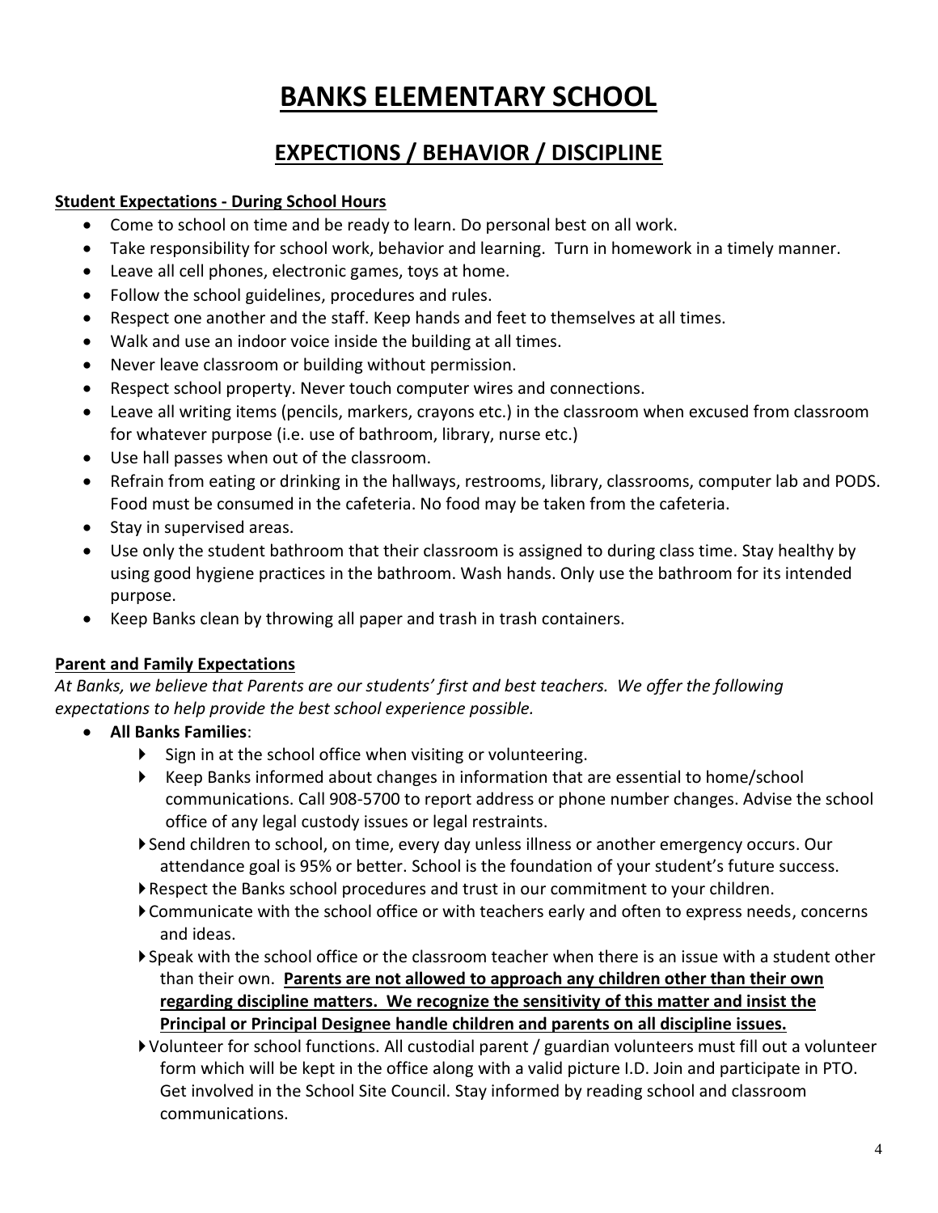# BANKS ELEMENTARY SCHOOL

## EXPECTIONS / BEHAVIOR / DISCIPLINE

**Student Expectations - During School Hours**

- Come to school on time and be ready to learn. Do personal best on all work.
- Take responsibility for school work, behavior and learning. Turn in homework in a timely manner.
- Leave all cell phones, electronic games, toys at home.
- Follow the school guidelines, procedures and rules.
- Respect one another and the staff. Keep hands and feet to themselves at all times.
- Walk and use an indoor voice inside the building at all times.
- Never leave classroom or building without permission.
- Respect school property. Never touch computer wires and connections.
- Leave all writing items (pencils, markers, crayons etc.) in the classroom when excused from classroom for whatever purpose (i.e. use of bathroom, library, nurse etc.)
- Use hall passes when out of the classroom.
- Refrain from eating or drinking in the hallways, restrooms, library, classrooms, computer lab and PODS. Food must be consumed in the cafeteria. No food may be taken from the cafeteria.
- Stay in supervised areas.
- Use only the student bathroom that their classroom is assigned to during class time. Stay healthy by using good hygiene practices in the bathroom. Wash hands. Only use the bathroom for its intended purpose.
- Keep Banks clean by throwing all paper and trash in trash containers.

**Parent and Family Expectations**

*At Banks, we believe that Parents are our students' first and best teachers. We offer the following expectations to help provide the best school experience possible.*

- **All Banks Families**:
  - Sign in at the school office when visiting or volunteering.
  - Keep Banks informed about changes in information that are essential to home/school communications. Call 908-5700 to report address or phone number changes. Advise the school office of any legal custody issues or legal restraints.
  - Send children to school, on time, every day unless illness or another emergency occurs. Our attendance goal is 95% or better. School is the foundation of your student's future success.
  - Respect the Banks school procedures and trust in our commitment to your children.
  - Communicate with the school office or with teachers early and often to express needs, concerns and ideas.
  - Speak with the school office or the classroom teacher when there is an issue with a student other than their own. **Parents are not allowed to approach any children other than their own regarding discipline matters. We recognize the sensitivity of this matter and insist the Principal or Principal Designee handle children and parents on all discipline issues.**
  - Volunteer for school functions. All custodial parent / guardian volunteers must fill out a volunteer form which will be kept in the office along with a valid picture I.D. Join and participate in PTO. Get involved in the School Site Council. Stay informed by reading school and classroom communications.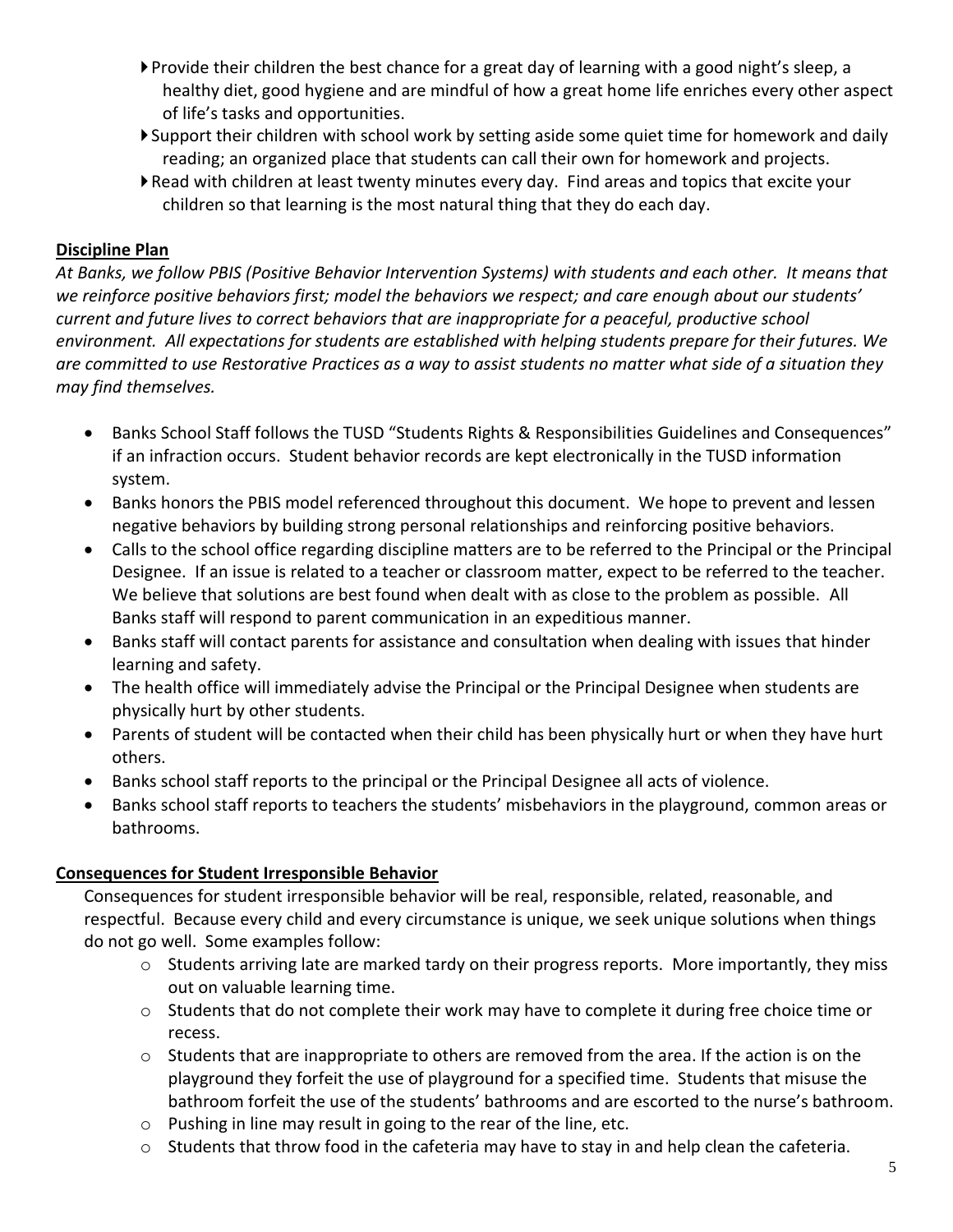- Provide their children the best chance for a great day of learning with a good night's sleep, a healthy diet, good hygiene and are mindful of how a great home life enriches every other aspect of life's tasks and opportunities.
- Support their children with school work by setting aside some quiet time for homework and daily reading; an organized place that students can call their own for homework and projects.
- Read with children at least twenty minutes every day. Find areas and topics that excite your children so that learning is the most natural thing that they do each day.

## Discipline Plan

*At Banks, we follow PBIS (Positive Behavior Intervention Systems) with students and each other. It means that we reinforce positive behaviors first; model the behaviors we respect; and care enough about our students' current and future lives to correct behaviors that are inappropriate for a peaceful, productive school environment. All expectations for students are established with helping students prepare for their futures. We are committed to use Restorative Practices as a way to assist students no matter what side of a situation they may find themselves.*

- Banks School Staff follows the TUSD "Students Rights & Responsibilities Guidelines and Consequences" if an infraction occurs. Student behavior records are kept electronically in the TUSD information system.
- Banks honors the PBIS model referenced throughout this document. We hope to prevent and lessen negative behaviors by building strong personal relationships and reinforcing positive behaviors.
- Calls to the school office regarding discipline matters are to be referred to the Principal or the Principal Designee. If an issue is related to a teacher or classroom matter, expect to be referred to the teacher. We believe that solutions are best found when dealt with as close to the problem as possible. All Banks staff will respond to parent communication in an expeditious manner.
- Banks staff will contact parents for assistance and consultation when dealing with issues that hinder learning and safety.
- The health office will immediately advise the Principal or the Principal Designee when students are physically hurt by other students.
- Parents of student will be contacted when their child has been physically hurt or when they have hurt others.
- Banks school staff reports to the principal or the Principal Designee all acts of violence.
- Banks school staff reports to teachers the students' misbehaviors in the playground, common areas or bathrooms.

## Consequences for Student Irresponsible Behavior

Consequences for student irresponsible behavior will be real, responsible, related, reasonable, and respectful. Because every child and every circumstance is unique, we seek unique solutions when things do not go well. Some examples follow:

- Students arriving late are marked tardy on their progress reports. More importantly, they miss out on valuable learning time.
- Students that do not complete their work may have to complete it during free choice time or recess.
- Students that are inappropriate to others are removed from the area. If the action is on the playground they forfeit the use of playground for a specified time. Students that misuse the bathroom forfeit the use of the students' bathrooms and are escorted to the nurse's bathroom.
- Pushing in line may result in going to the rear of the line, etc.
- Students that throw food in the cafeteria may have to stay in and help clean the cafeteria.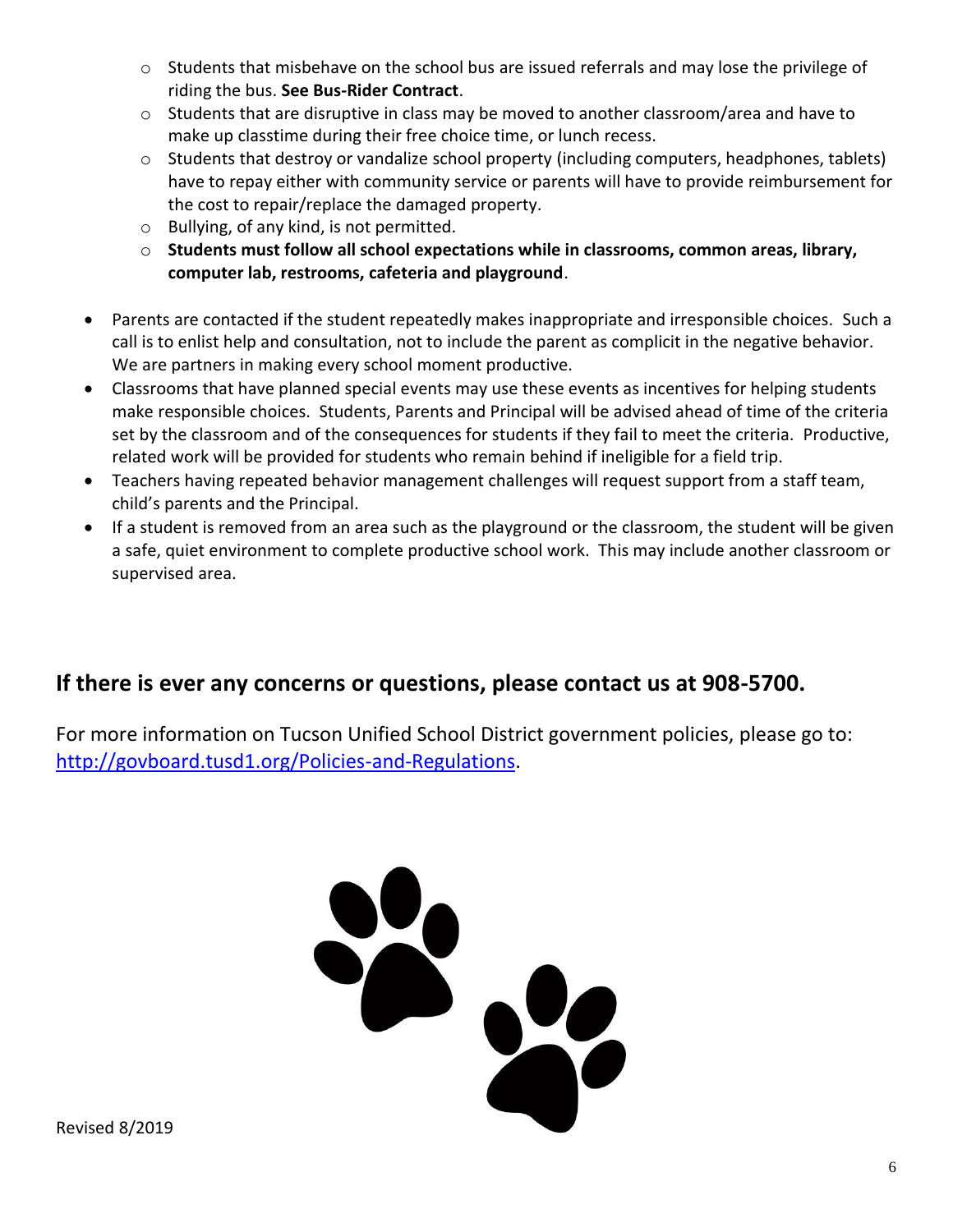- Students that misbehave on the school bus are issued referrals and may lose the privilege of riding the bus. **See Bus-Rider Contract**.
  - Students that are disruptive in class may be moved to another classroom/area and have to make up classtime during their free choice time, or lunch recess.
  - Students that destroy or vandalize school property (including computers, headphones, tablets) have to repay either with community service or parents will have to provide reimbursement for the cost to repair/replace the damaged property.
  - Bullying, of any kind, is not permitted.
  - **Students must follow all school expectations while in classrooms, common areas, library, computer lab, restrooms, cafeteria and playground**.

- Parents are contacted if the student repeatedly makes inappropriate and irresponsible choices. Such a call is to enlist help and consultation, not to include the parent as complicit in the negative behavior. We are partners in making every school moment productive.
- Classrooms that have planned special events may use these events as incentives for helping students make responsible choices. Students, Parents and Principal will be advised ahead of time of the criteria set by the classroom and of the consequences for students if they fail to meet the criteria. Productive, related work will be provided for students who remain behind if ineligible for a field trip.
- Teachers having repeated behavior management challenges will request support from a staff team, child's parents and the Principal.
- If a student is removed from an area such as the playground or the classroom, the student will be given a safe, quiet environment to complete productive school work. This may include another classroom or supervised area.

## If there is ever any concerns or questions, please contact us at 908-5700.

For more information on Tucson Unified School District government policies, please go to: [http://govboard.tusd1.org/Policies-and-Regulations](http://govboard.tusd1.org/Policies-and-Regulations).

Revised 8/2019